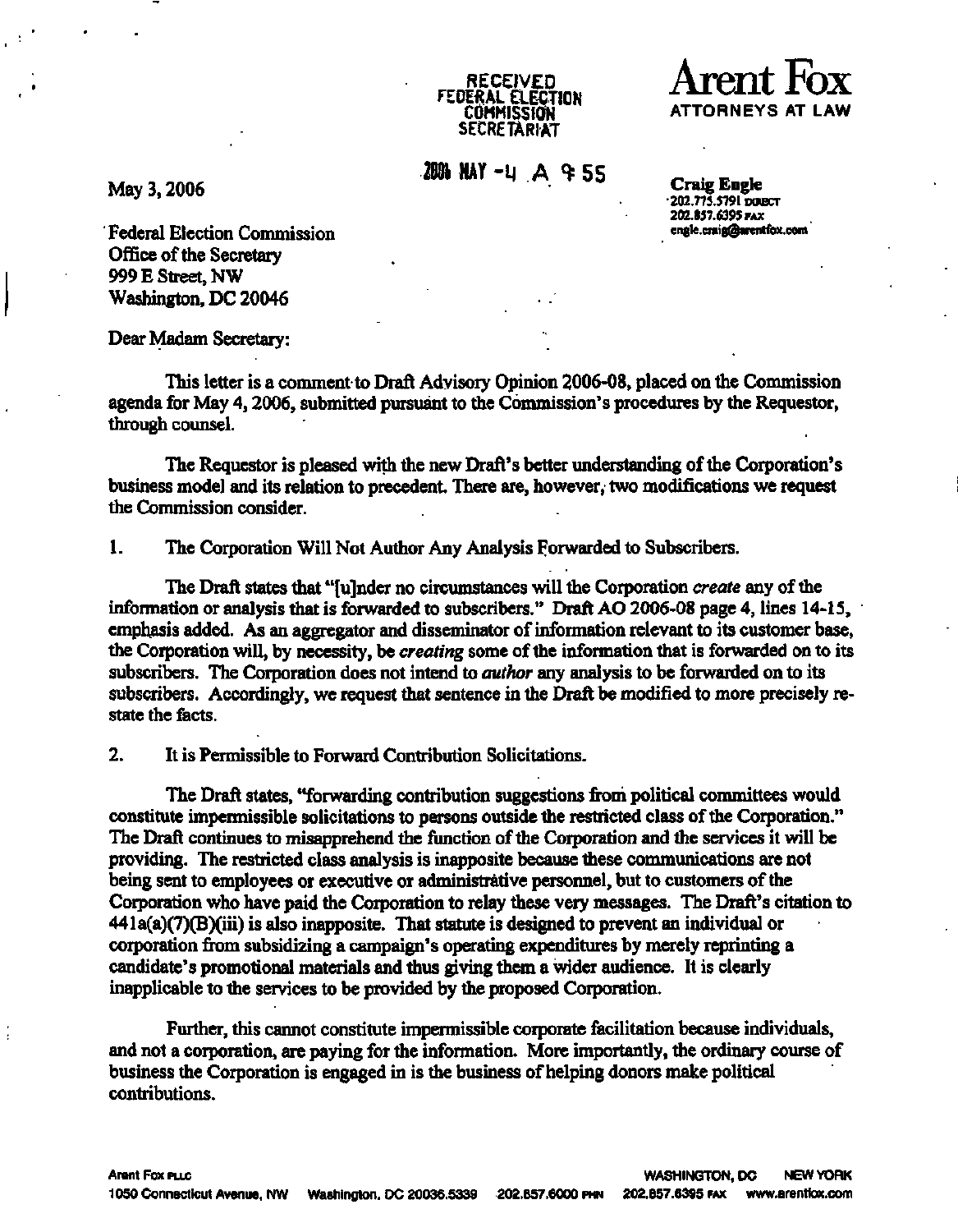RECEIVED
FEDERAL ELECTION
COMMISSION
SECRETARIAT

2006 MAY -4 A 9:55

**Arent Fox**
ATTORNEYS AT LAW

May 3, 2006

**Craig Engle**
202.775.5791 DIRECT
202.857.6395 FAX
engle.craig@arentfox.com

Federal Election Commission
Office of the Secretary
999 E Street, NW
Washington, DC 20046

Dear Madam Secretary:

This letter is a comment to Draft Advisory Opinion 2006-08, placed on the Commission agenda for May 4, 2006, submitted pursuant to the Commission's procedures by the Requestor, through counsel.

The Requestor is pleased with the new Draft's better understanding of the Corporation's business model and its relation to precedent. There are, however, two modifications we request the Commission consider.

1. The Corporation Will Not Author Any Analysis Forwarded to Subscribers.

The Draft states that "[u]nder no circumstances will the Corporation *create* any of the information or analysis that is forwarded to subscribers." Draft AO 2006-08 page 4, lines 14-15, emphasis added. As an aggregator and disseminator of information relevant to its customer base, the Corporation will, by necessity, be *creating* some of the information that is forwarded on to its subscribers. The Corporation does not intend to *author* any analysis to be forwarded on to its subscribers. Accordingly, we request that sentence in the Draft be modified to more precisely re-state the facts.

2. It is Permissible to Forward Contribution Solicitations.

The Draft states, "forwarding contribution suggestions from political committees would constitute impermissible solicitations to persons outside the restricted class of the Corporation." The Draft continues to misapprehend the function of the Corporation and the services it will be providing. The restricted class analysis is inapposite because these communications are not being sent to employees or executive or administrative personnel, but to customers of the Corporation who have paid the Corporation to relay these very messages. The Draft's citation to 441a(a)(7)(B)(iii) is also inapposite. That statute is designed to prevent an individual or corporation from subsidizing a campaign's operating expenditures by merely reprinting a candidate's promotional materials and thus giving them a wider audience. It is clearly inapplicable to the services to be provided by the proposed Corporation.

Further, this cannot constitute impermissible corporate facilitation because individuals, and not a corporation, are paying for the information. More importantly, the ordinary course of business the Corporation is engaged in is the business of helping donors make political contributions.

Arent Fox PLLC
1050 Connecticut Avenue, NW Washington, DC 20036.5339 202.857.6000 PHN 202.857.6395 FAX www.arentfox.com
WASHINGTON, DC NEW YORK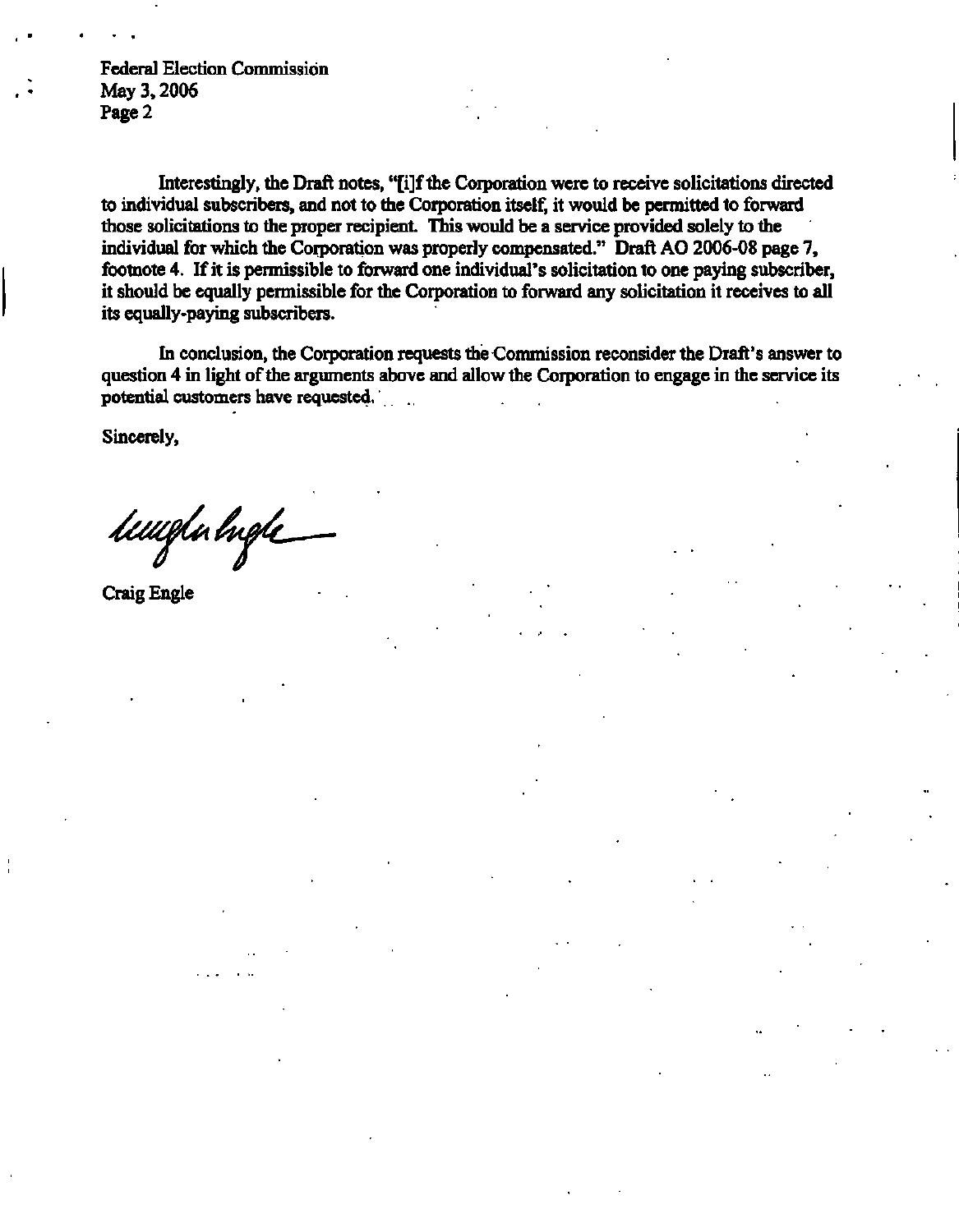Federal Election Commission
May 3, 2006
Page 2

Interestingly, the Draft notes, "[i]f the Corporation were to receive solicitations directed to individual subscribers, and not to the Corporation itself, it would be permitted to forward those solicitations to the proper recipient. This would be a service provided solely to the individual for which the Corporation was properly compensated." Draft AO 2006-08 page 7, footnote 4. If it is permissible to forward one individual's solicitation to one paying subscriber, it should be equally permissible for the Corporation to forward any solicitation it receives to all its equally-paying subscribers.

In conclusion, the Corporation requests the Commission reconsider the Draft's answer to question 4 in light of the arguments above and allow the Corporation to engage in the service its potential customers have requested.

Sincerely,

Craig Engle